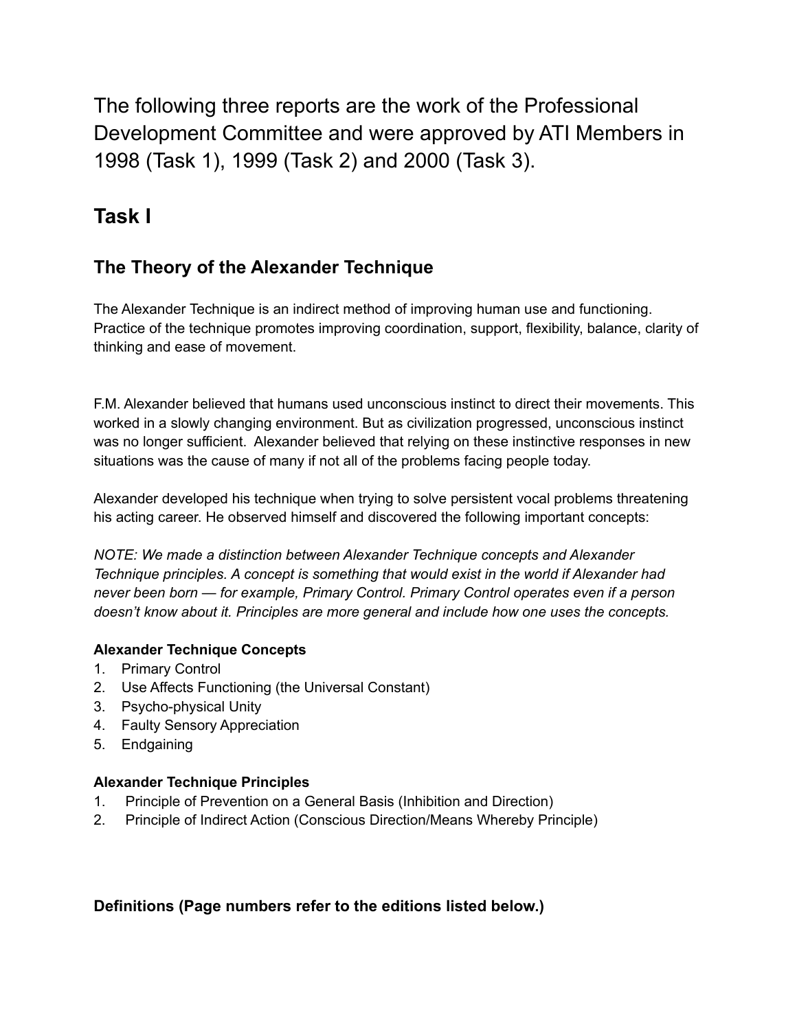The following three reports are the work of the Professional Development Committee and were approved by ATI Members in 1998 (Task 1), 1999 (Task 2) and 2000 (Task 3).

## Task I

### The Theory of the Alexander Technique

The Alexander Technique is an indirect method of improving human use and functioning. Practice of the technique promotes improving coordination, support, flexibility, balance, clarity of thinking and ease of movement.

F.M. Alexander believed that humans used unconscious instinct to direct their movements. This worked in a slowly changing environment. But as civilization progressed, unconscious instinct was no longer sufficient. Alexander believed that relying on these instinctive responses in new situations was the cause of many if not all of the problems facing people today.

Alexander developed his technique when trying to solve persistent vocal problems threatening his acting career. He observed himself and discovered the following important concepts:

*NOTE: We made a distinction between Alexander Technique concepts and Alexander Technique principles. A concept is something that would exist in the world if Alexander had never been born — for example, Primary Control. Primary Control operates even if a person doesn't know about it. Principles are more general and include how one uses the concepts.*

**Alexander Technique Concepts**

1. Primary Control
2. Use Affects Functioning (the Universal Constant)
3. Psycho-physical Unity
4. Faulty Sensory Appreciation
5. Endgaining

**Alexander Technique Principles**

1. Principle of Prevention on a General Basis (Inhibition and Direction)
2. Principle of Indirect Action (Conscious Direction/Means Whereby Principle)

**Definitions (Page numbers refer to the editions listed below.)**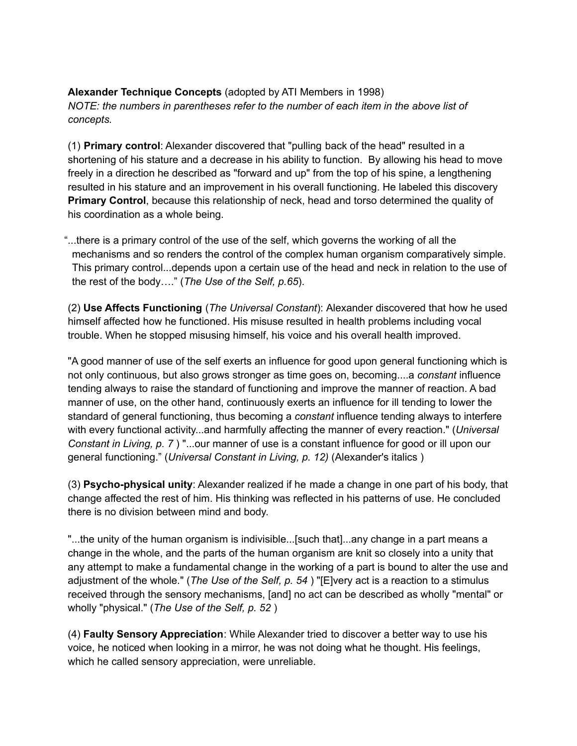**Alexander Technique Concepts** (adopted by ATI Members in 1998)
*NOTE: the numbers in parentheses refer to the number of each item in the above list of concepts.*

(1) **Primary control**: Alexander discovered that "pulling back of the head" resulted in a shortening of his stature and a decrease in his ability to function. By allowing his head to move freely in a direction he described as "forward and up" from the top of his spine, a lengthening resulted in his stature and an improvement in his overall functioning. He labeled this discovery **Primary Control**, because this relationship of neck, head and torso determined the quality of his coordination as a whole being.

"...there is a primary control of the use of the self, which governs the working of all the mechanisms and so renders the control of the complex human organism comparatively simple. This primary control...depends upon a certain use of the head and neck in relation to the use of the rest of the body…." (*The Use of the Self, p.65*).

(2) **Use Affects Functioning** (*The Universal Constant*): Alexander discovered that how he used himself affected how he functioned. His misuse resulted in health problems including vocal trouble. When he stopped misusing himself, his voice and his overall health improved.

"A good manner of use of the self exerts an influence for good upon general functioning which is not only continuous, but also grows stronger as time goes on, becoming....a *constant* influence tending always to raise the standard of functioning and improve the manner of reaction. A bad manner of use, on the other hand, continuously exerts an influence for ill tending to lower the standard of general functioning, thus becoming a *constant* influence tending always to interfere with every functional activity...and harmfully affecting the manner of every reaction." (*Universal Constant in Living, p. 7* ) "...our manner of use is a constant influence for good or ill upon our general functioning." (*Universal Constant in Living, p. 12)* (Alexander's italics )

(3) **Psycho-physical unity**: Alexander realized if he made a change in one part of his body, that change affected the rest of him. His thinking was reflected in his patterns of use. He concluded there is no division between mind and body.

"...the unity of the human organism is indivisible...[such that]...any change in a part means a change in the whole, and the parts of the human organism are knit so closely into a unity that any attempt to make a fundamental change in the working of a part is bound to alter the use and adjustment of the whole." (*The Use of the Self, p. 54* ) "[E]very act is a reaction to a stimulus received through the sensory mechanisms, [and] no act can be described as wholly "mental" or wholly "physical." (*The Use of the Self, p. 52* )

(4) **Faulty Sensory Appreciation**: While Alexander tried to discover a better way to use his voice, he noticed when looking in a mirror, he was not doing what he thought. His feelings, which he called sensory appreciation, were unreliable.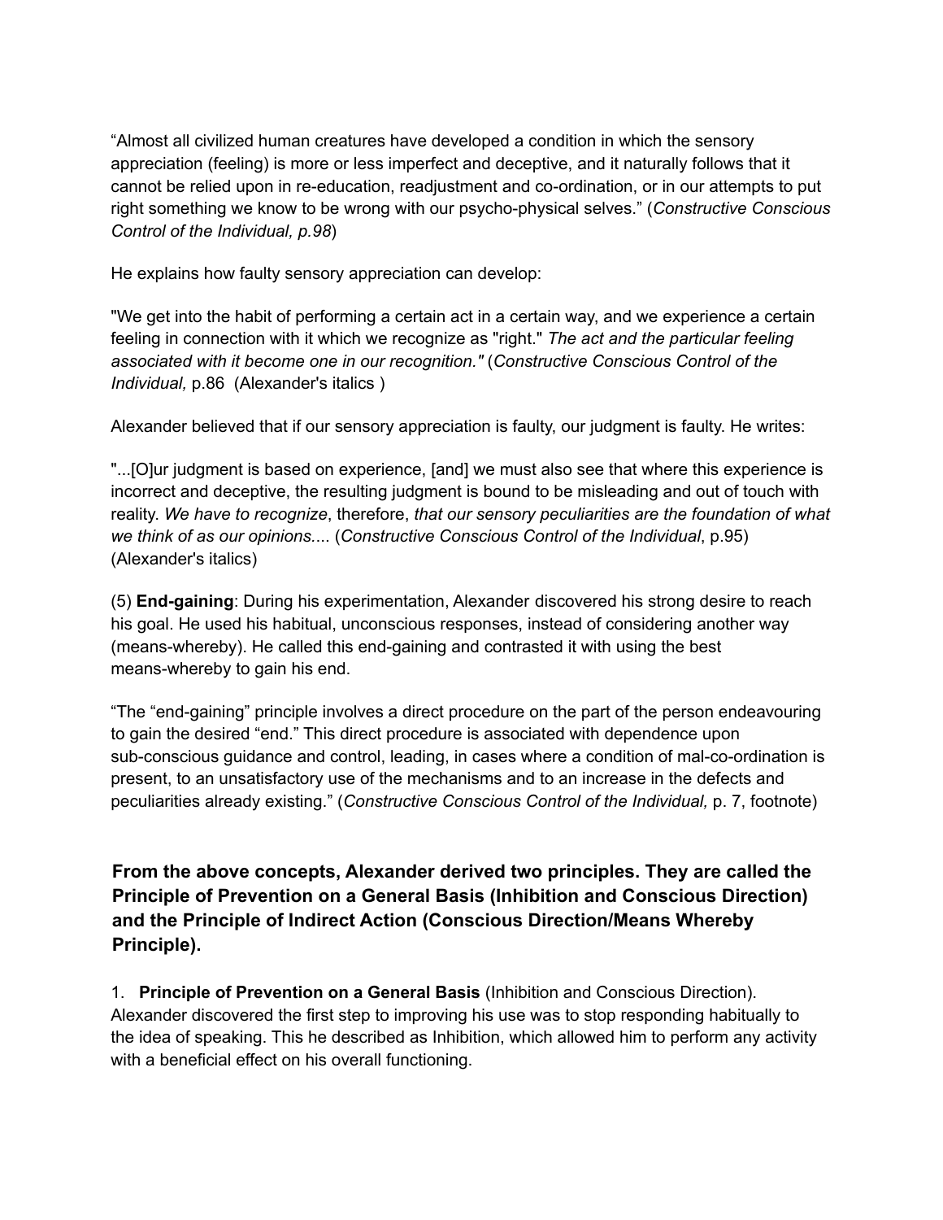“Almost all civilized human creatures have developed a condition in which the sensory appreciation (feeling) is more or less imperfect and deceptive, and it naturally follows that it cannot be relied upon in re-education, readjustment and co-ordination, or in our attempts to put right something we know to be wrong with our psycho-physical selves.” (*Constructive Conscious Control of the Individual, p.98*)

He explains how faulty sensory appreciation can develop:

"We get into the habit of performing a certain act in a certain way, and we experience a certain feeling in connection with it which we recognize as "right." *The act and the particular feeling associated with it become one in our recognition."* (*Constructive Conscious Control of the Individual,* p.86 (Alexander's italics )

Alexander believed that if our sensory appreciation is faulty, our judgment is faulty. He writes:

"...[O]ur judgment is based on experience, [and] we must also see that where this experience is incorrect and deceptive, the resulting judgment is bound to be misleading and out of touch with reality. *We have to recognize*, therefore, *that our sensory peculiarities are the foundation of what we think of as our opinions....* (*Constructive Conscious Control of the Individual*, p.95) (Alexander's italics)

(5) **End-gaining**: During his experimentation, Alexander discovered his strong desire to reach his goal. He used his habitual, unconscious responses, instead of considering another way (means-whereby). He called this end-gaining and contrasted it with using the best means-whereby to gain his end.

“The “end-gaining” principle involves a direct procedure on the part of the person endeavouring to gain the desired “end.” This direct procedure is associated with dependence upon sub-conscious guidance and control, leading, in cases where a condition of mal-co-ordination is present, to an unsatisfactory use of the mechanisms and to an increase in the defects and peculiarities already existing.” (*Constructive Conscious Control of the Individual,* p. 7, footnote)

**From the above concepts, Alexander derived two principles. They are called the Principle of Prevention on a General Basis (Inhibition and Conscious Direction) and the Principle of Indirect Action (Conscious Direction/Means Whereby Principle).**

1. **Principle of Prevention on a General Basis** (Inhibition and Conscious Direction). Alexander discovered the first step to improving his use was to stop responding habitually to the idea of speaking. This he described as Inhibition, which allowed him to perform any activity with a beneficial effect on his overall functioning.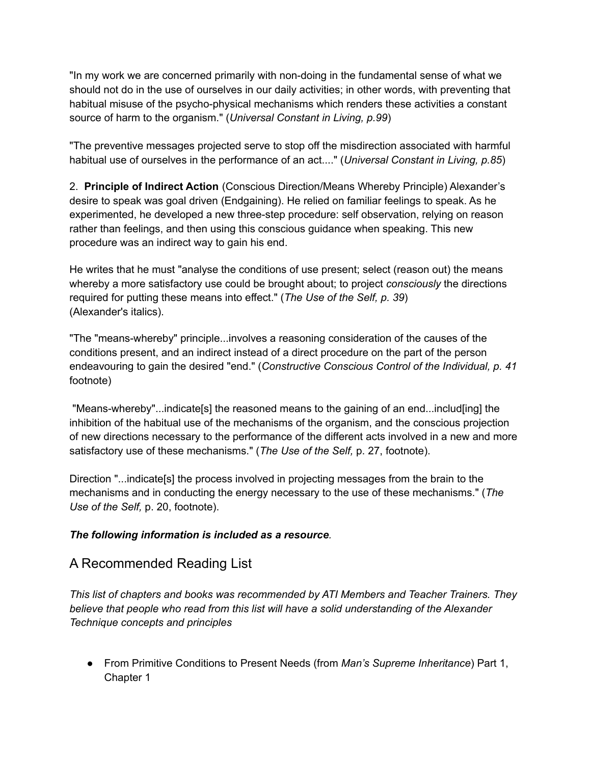"In my work we are concerned primarily with non-doing in the fundamental sense of what we should not do in the use of ourselves in our daily activities; in other words, with preventing that habitual misuse of the psycho-physical mechanisms which renders these activities a constant source of harm to the organism." (*Universal Constant in Living, p.99*)

"The preventive messages projected serve to stop off the misdirection associated with harmful habitual use of ourselves in the performance of an act...." (*Universal Constant in Living, p.85*)

2. **Principle of Indirect Action** (Conscious Direction/Means Whereby Principle) Alexander's desire to speak was goal driven (Endgaining). He relied on familiar feelings to speak. As he experimented, he developed a new three-step procedure: self observation, relying on reason rather than feelings, and then using this conscious guidance when speaking. This new procedure was an indirect way to gain his end.

He writes that he must "analyse the conditions of use present; select (reason out) the means whereby a more satisfactory use could be brought about; to project *consciously* the directions required for putting these means into effect." (*The Use of the Self, p. 39*) (Alexander's italics).

"The "means-whereby" principle...involves a reasoning consideration of the causes of the conditions present, and an indirect instead of a direct procedure on the part of the person endeavouring to gain the desired "end." (*Constructive Conscious Control of the Individual, p. 41* footnote)

"Means-whereby"...indicate[s] the reasoned means to the gaining of an end...includ[ing] the inhibition of the habitual use of the mechanisms of the organism, and the conscious projection of new directions necessary to the performance of the different acts involved in a new and more satisfactory use of these mechanisms." (*The Use of the Self,* p. 27, footnote).

Direction "...indicate[s] the process involved in projecting messages from the brain to the mechanisms and in conducting the energy necessary to the use of these mechanisms." (*The Use of the Self,* p. 20, footnote).

***The following information is included as a resource.***

## A Recommended Reading List

*This list of chapters and books was recommended by ATI Members and Teacher Trainers. They believe that people who read from this list will have a solid understanding of the Alexander Technique concepts and principles*

- From Primitive Conditions to Present Needs (from *Man's Supreme Inheritance*) Part 1, Chapter 1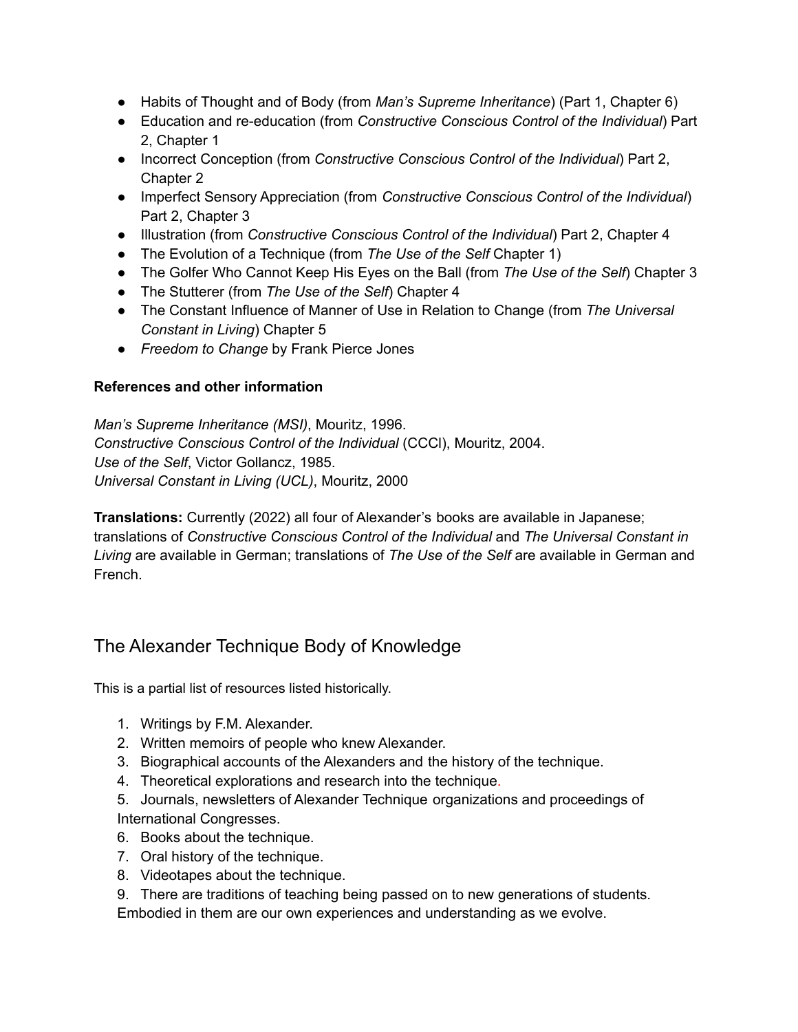- Habits of Thought and of Body (from *Man's Supreme Inheritance*) (Part 1, Chapter 6)
- Education and re-education (from *Constructive Conscious Control of the Individual*) Part 2, Chapter 1
- Incorrect Conception (from *Constructive Conscious Control of the Individual*) Part 2, Chapter 2
- Imperfect Sensory Appreciation (from *Constructive Conscious Control of the Individual*) Part 2, Chapter 3
- Illustration (from *Constructive Conscious Control of the Individual*) Part 2, Chapter 4
- The Evolution of a Technique (from *The Use of the Self* Chapter 1)
- The Golfer Who Cannot Keep His Eyes on the Ball (from *The Use of the Self*) Chapter 3
- The Stutterer (from *The Use of the Self*) Chapter 4
- The Constant Influence of Manner of Use in Relation to Change (from *The Universal Constant in Living*) Chapter 5
- *Freedom to Change* by Frank Pierce Jones

**References and other information**

*Man's Supreme Inheritance (MSI)*, Mouritz, 1996.
*Constructive Conscious Control of the Individual* (CCCI), Mouritz, 2004.
*Use of the Self*, Victor Gollancz, 1985.
*Universal Constant in Living (UCL)*, Mouritz, 2000

**Translations:** Currently (2022) all four of Alexander's books are available in Japanese; translations of *Constructive Conscious Control of the Individual* and *The Universal Constant in Living* are available in German; translations of *The Use of the Self* are available in German and French.

## The Alexander Technique Body of Knowledge

This is a partial list of resources listed historically.

1. Writings by F.M. Alexander.
2. Written memoirs of people who knew Alexander.
3. Biographical accounts of the Alexanders and the history of the technique.
4. Theoretical explorations and research into the technique.
5. Journals, newsletters of Alexander Technique organizations and proceedings of International Congresses.
6. Books about the technique.
7. Oral history of the technique.
8. Videotapes about the technique.
9. There are traditions of teaching being passed on to new generations of students. Embodied in them are our own experiences and understanding as we evolve.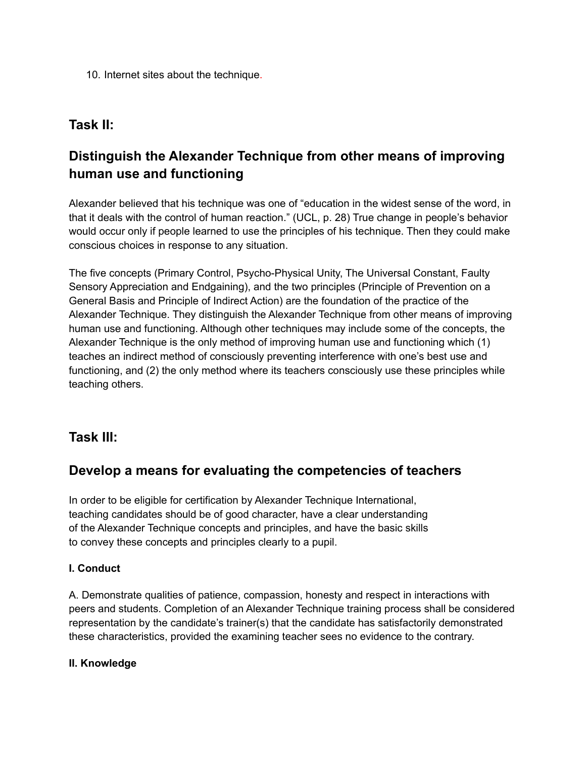10. Internet sites about the technique.

## Task II:

## Distinguish the Alexander Technique from other means of improving human use and functioning

Alexander believed that his technique was one of “education in the widest sense of the word, in that it deals with the control of human reaction.” (UCL, p. 28) True change in people’s behavior would occur only if people learned to use the principles of his technique. Then they could make conscious choices in response to any situation.

The five concepts (Primary Control, Psycho-Physical Unity, The Universal Constant, Faulty Sensory Appreciation and Endgaining), and the two principles (Principle of Prevention on a General Basis and Principle of Indirect Action) are the foundation of the practice of the Alexander Technique. They distinguish the Alexander Technique from other means of improving human use and functioning. Although other techniques may include some of the concepts, the Alexander Technique is the only method of improving human use and functioning which (1) teaches an indirect method of consciously preventing interference with one’s best use and functioning, and (2) the only method where its teachers consciously use these principles while teaching others.

## Task III:

## Develop a means for evaluating the competencies of teachers

In order to be eligible for certification by Alexander Technique International, teaching candidates should be of good character, have a clear understanding of the Alexander Technique concepts and principles, and have the basic skills to convey these concepts and principles clearly to a pupil.

**I. Conduct**

A. Demonstrate qualities of patience, compassion, honesty and respect in interactions with peers and students. Completion of an Alexander Technique training process shall be considered representation by the candidate’s trainer(s) that the candidate has satisfactorily demonstrated these characteristics, provided the examining teacher sees no evidence to the contrary.

**II. Knowledge**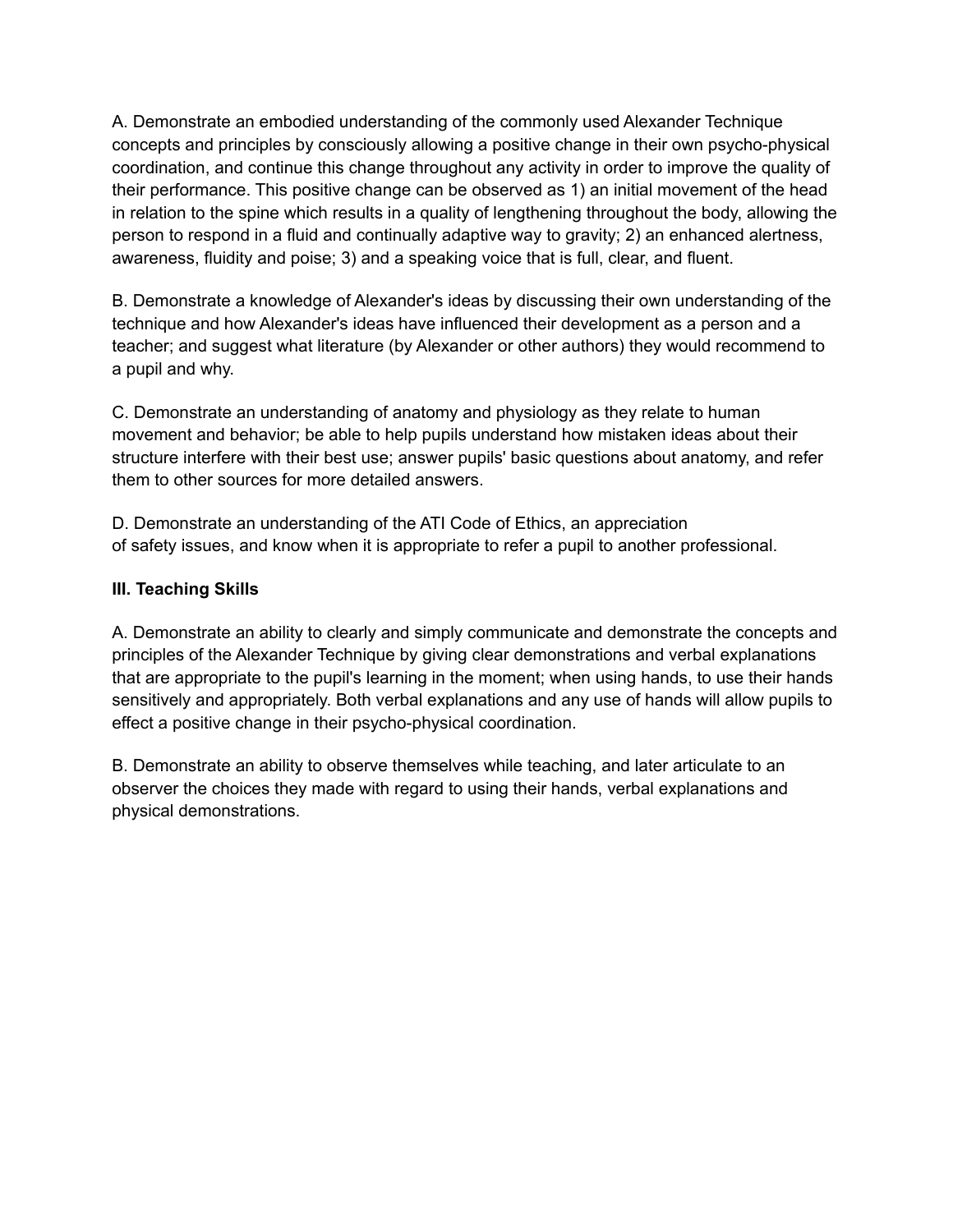A. Demonstrate an embodied understanding of the commonly used Alexander Technique concepts and principles by consciously allowing a positive change in their own psycho-physical coordination, and continue this change throughout any activity in order to improve the quality of their performance. This positive change can be observed as 1) an initial movement of the head in relation to the spine which results in a quality of lengthening throughout the body, allowing the person to respond in a fluid and continually adaptive way to gravity; 2) an enhanced alertness, awareness, fluidity and poise; 3) and a speaking voice that is full, clear, and fluent.

B. Demonstrate a knowledge of Alexander's ideas by discussing their own understanding of the technique and how Alexander's ideas have influenced their development as a person and a teacher; and suggest what literature (by Alexander or other authors) they would recommend to a pupil and why.

C. Demonstrate an understanding of anatomy and physiology as they relate to human movement and behavior; be able to help pupils understand how mistaken ideas about their structure interfere with their best use; answer pupils' basic questions about anatomy, and refer them to other sources for more detailed answers.

D. Demonstrate an understanding of the ATI Code of Ethics, an appreciation of safety issues, and know when it is appropriate to refer a pupil to another professional.

**III. Teaching Skills**

A. Demonstrate an ability to clearly and simply communicate and demonstrate the concepts and principles of the Alexander Technique by giving clear demonstrations and verbal explanations that are appropriate to the pupil's learning in the moment; when using hands, to use their hands sensitively and appropriately. Both verbal explanations and any use of hands will allow pupils to effect a positive change in their psycho-physical coordination.

B. Demonstrate an ability to observe themselves while teaching, and later articulate to an observer the choices they made with regard to using their hands, verbal explanations and physical demonstrations.